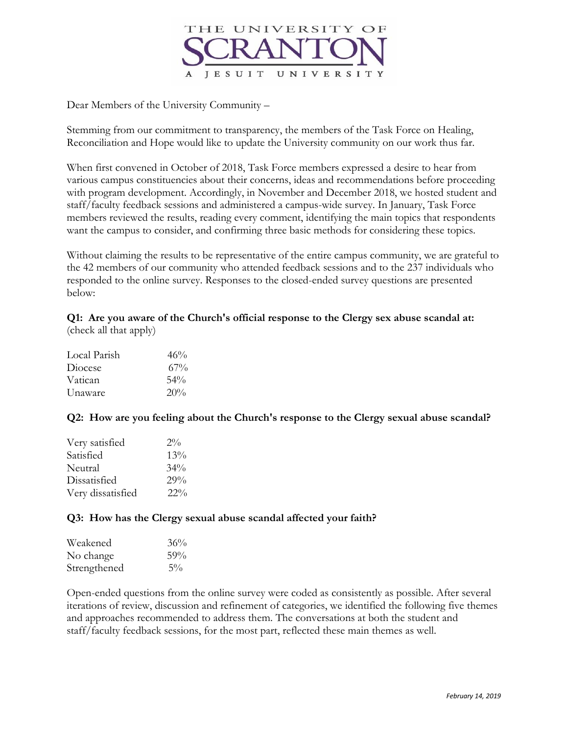THE UNIVERSITY OF SCRANTON
A JESUIT UNIVERSITY

Dear Members of the University Community –

Stemming from our commitment to transparency, the members of the Task Force on Healing, Reconciliation and Hope would like to update the University community on our work thus far.

When first convened in October of 2018, Task Force members expressed a desire to hear from various campus constituencies about their concerns, ideas and recommendations before proceeding with program development. Accordingly, in November and December 2018, we hosted student and staff/faculty feedback sessions and administered a campus-wide survey. In January, Task Force members reviewed the results, reading every comment, identifying the main topics that respondents want the campus to consider, and confirming three basic methods for considering these topics.

Without claiming the results to be representative of the entire campus community, we are grateful to the 42 members of our community who attended feedback sessions and to the 237 individuals who responded to the online survey. Responses to the closed-ended survey questions are presented below:

**Q1: Are you aware of the Church's official response to the Clergy sex abuse scandal at:** (check all that apply)

| | |
|---|---|
| Local Parish | 46% |
| Diocese | 67% |
| Vatican | 54% |
| Unaware | 20% |

**Q2: How are you feeling about the Church's response to the Clergy sexual abuse scandal?**

| | |
|---|---|
| Very satisfied | 2% |
| Satisfied | 13% |
| Neutral | 34% |
| Dissatisfied | 29% |
| Very dissatisfied | 22% |

**Q3: How has the Clergy sexual abuse scandal affected your faith?**

| | |
|---|---|
| Weakened | 36% |
| No change | 59% |
| Strengthened | 5% |

Open-ended questions from the online survey were coded as consistently as possible. After several iterations of review, discussion and refinement of categories, we identified the following five themes and approaches recommended to address them. The conversations at both the student and staff/faculty feedback sessions, for the most part, reflected these main themes as well.

*February 14, 2019*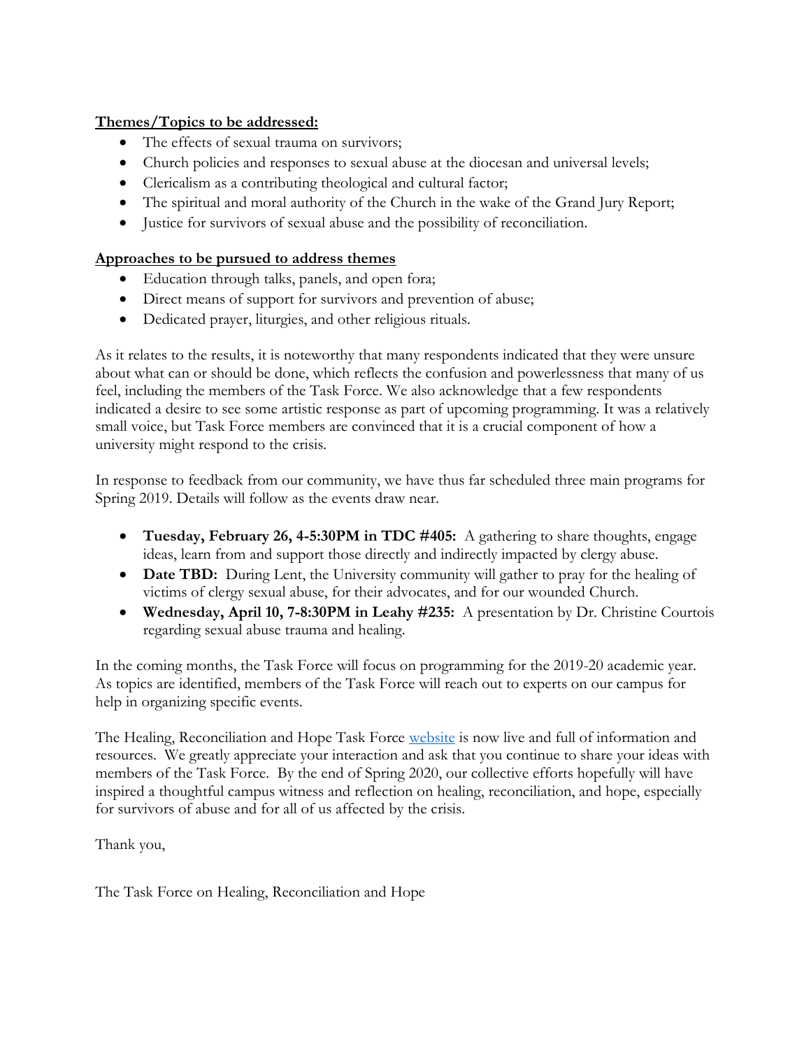**Themes/Topics to be addressed:**

- The effects of sexual trauma on survivors;
- Church policies and responses to sexual abuse at the diocesan and universal levels;
- Clericalism as a contributing theological and cultural factor;
- The spiritual and moral authority of the Church in the wake of the Grand Jury Report;
- Justice for survivors of sexual abuse and the possibility of reconciliation.

**Approaches to be pursued to address themes**

- Education through talks, panels, and open fora;
- Direct means of support for survivors and prevention of abuse;
- Dedicated prayer, liturgies, and other religious rituals.

As it relates to the results, it is noteworthy that many respondents indicated that they were unsure about what can or should be done, which reflects the confusion and powerlessness that many of us feel, including the members of the Task Force. We also acknowledge that a few respondents indicated a desire to see some artistic response as part of upcoming programming. It was a relatively small voice, but Task Force members are convinced that it is a crucial component of how a university might respond to the crisis.

In response to feedback from our community, we have thus far scheduled three main programs for Spring 2019. Details will follow as the events draw near.

- **Tuesday, February 26, 4-5:30PM in TDC #405:** A gathering to share thoughts, engage ideas, learn from and support those directly and indirectly impacted by clergy abuse.
- **Date TBD:** During Lent, the University community will gather to pray for the healing of victims of clergy sexual abuse, for their advocates, and for our wounded Church.
- **Wednesday, April 10, 7-8:30PM in Leahy #235:** A presentation by Dr. Christine Courtois regarding sexual abuse trauma and healing.

In the coming months, the Task Force will focus on programming for the 2019-20 academic year. As topics are identified, members of the Task Force will reach out to experts on our campus for help in organizing specific events.

The Healing, Reconciliation and Hope Task Force website is now live and full of information and resources. We greatly appreciate your interaction and ask that you continue to share your ideas with members of the Task Force. By the end of Spring 2020, our collective efforts hopefully will have inspired a thoughtful campus witness and reflection on healing, reconciliation, and hope, especially for survivors of abuse and for all of us affected by the crisis.

Thank you,

The Task Force on Healing, Reconciliation and Hope